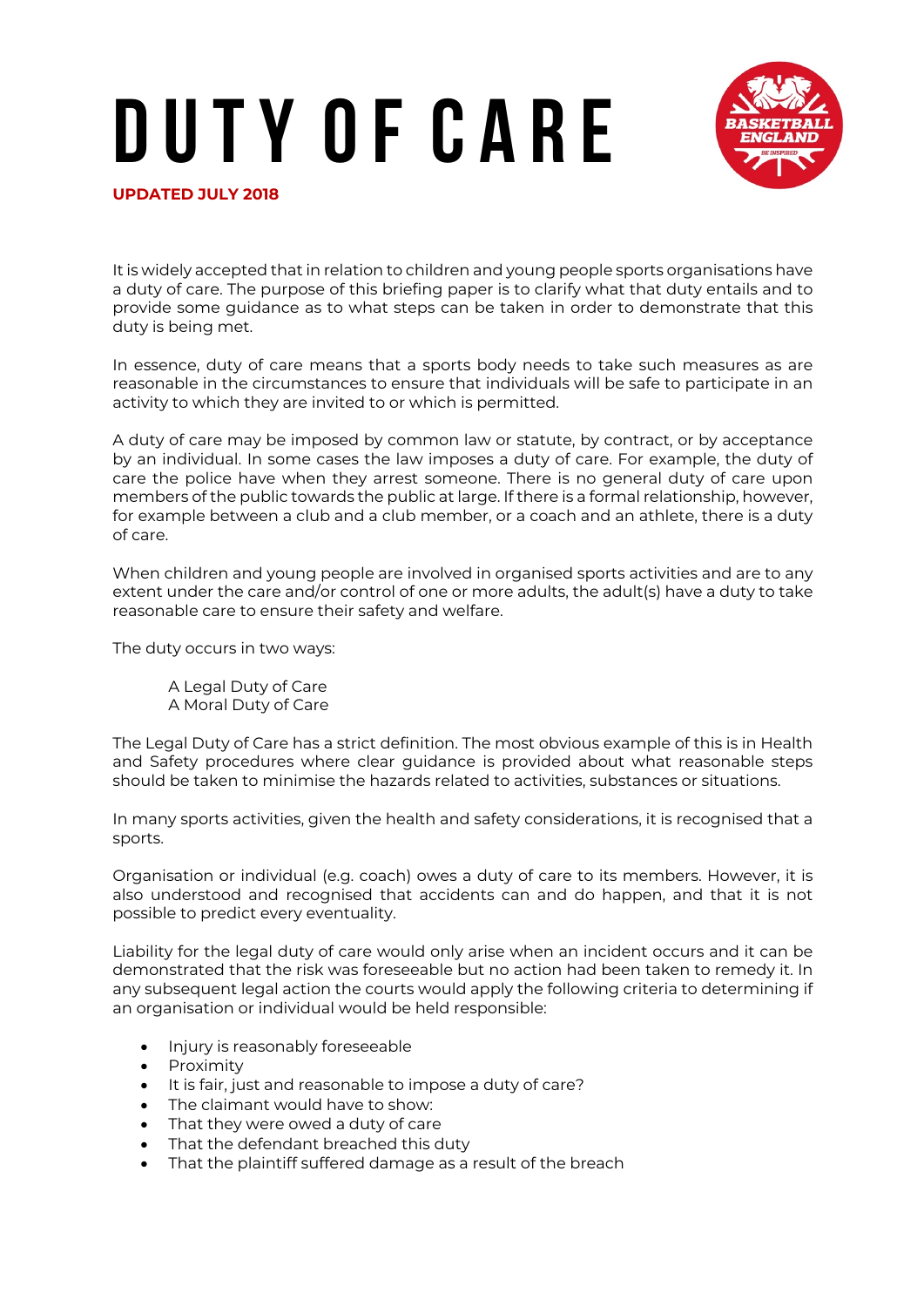# DUTY OF CARE

**UPDATED JULY 2018**

It is widely accepted that in relation to children and young people sports organisations have a duty of care. The purpose of this briefing paper is to clarify what that duty entails and to provide some guidance as to what steps can be taken in order to demonstrate that this duty is being met.

In essence, duty of care means that a sports body needs to take such measures as are reasonable in the circumstances to ensure that individuals will be safe to participate in an activity to which they are invited to or which is permitted.

A duty of care may be imposed by common law or statute, by contract, or by acceptance by an individual. In some cases the law imposes a duty of care. For example, the duty of care the police have when they arrest someone. There is no general duty of care upon members of the public towards the public at large. If there is a formal relationship, however, for example between a club and a club member, or a coach and an athlete, there is a duty of care.

When children and young people are involved in organised sports activities and are to any extent under the care and/or control of one or more adults, the adult(s) have a duty to take reasonable care to ensure their safety and welfare.

The duty occurs in two ways:

A Legal Duty of Care
A Moral Duty of Care

The Legal Duty of Care has a strict definition. The most obvious example of this is in Health and Safety procedures where clear guidance is provided about what reasonable steps should be taken to minimise the hazards related to activities, substances or situations.

In many sports activities, given the health and safety considerations, it is recognised that a sports.

Organisation or individual (e.g. coach) owes a duty of care to its members. However, it is also understood and recognised that accidents can and do happen, and that it is not possible to predict every eventuality.

Liability for the legal duty of care would only arise when an incident occurs and it can be demonstrated that the risk was foreseeable but no action had been taken to remedy it. In any subsequent legal action the courts would apply the following criteria to determining if an organisation or individual would be held responsible:

- Injury is reasonably foreseeable
- Proximity
- It is fair, just and reasonable to impose a duty of care?
- The claimant would have to show:
- That they were owed a duty of care
- That the defendant breached this duty
- That the plaintiff suffered damage as a result of the breach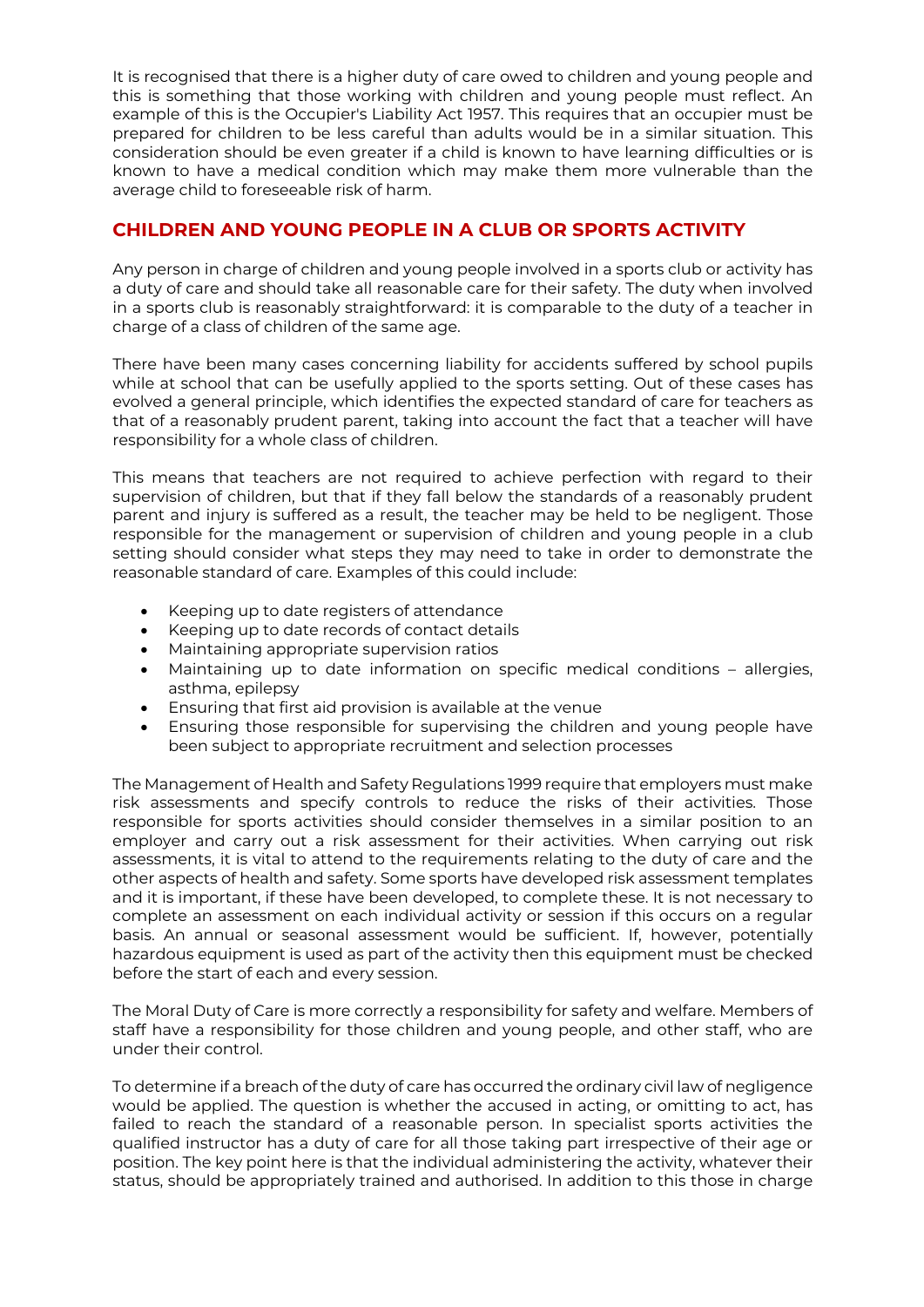It is recognised that there is a higher duty of care owed to children and young people and this is something that those working with children and young people must reflect. An example of this is the Occupier's Liability Act 1957. This requires that an occupier must be prepared for children to be less careful than adults would be in a similar situation. This consideration should be even greater if a child is known to have learning difficulties or is known to have a medical condition which may make them more vulnerable than the average child to foreseeable risk of harm.

## CHILDREN AND YOUNG PEOPLE IN A CLUB OR SPORTS ACTIVITY

Any person in charge of children and young people involved in a sports club or activity has a duty of care and should take all reasonable care for their safety. The duty when involved in a sports club is reasonably straightforward: it is comparable to the duty of a teacher in charge of a class of children of the same age.

There have been many cases concerning liability for accidents suffered by school pupils while at school that can be usefully applied to the sports setting. Out of these cases has evolved a general principle, which identifies the expected standard of care for teachers as that of a reasonably prudent parent, taking into account the fact that a teacher will have responsibility for a whole class of children.

This means that teachers are not required to achieve perfection with regard to their supervision of children, but that if they fall below the standards of a reasonably prudent parent and injury is suffered as a result, the teacher may be held to be negligent. Those responsible for the management or supervision of children and young people in a club setting should consider what steps they may need to take in order to demonstrate the reasonable standard of care. Examples of this could include:

- Keeping up to date registers of attendance
- Keeping up to date records of contact details
- Maintaining appropriate supervision ratios
- Maintaining up to date information on specific medical conditions – allergies, asthma, epilepsy
- Ensuring that first aid provision is available at the venue
- Ensuring those responsible for supervising the children and young people have been subject to appropriate recruitment and selection processes

The Management of Health and Safety Regulations 1999 require that employers must make risk assessments and specify controls to reduce the risks of their activities. Those responsible for sports activities should consider themselves in a similar position to an employer and carry out a risk assessment for their activities. When carrying out risk assessments, it is vital to attend to the requirements relating to the duty of care and the other aspects of health and safety. Some sports have developed risk assessment templates and it is important, if these have been developed, to complete these. It is not necessary to complete an assessment on each individual activity or session if this occurs on a regular basis. An annual or seasonal assessment would be sufficient. If, however, potentially hazardous equipment is used as part of the activity then this equipment must be checked before the start of each and every session.

The Moral Duty of Care is more correctly a responsibility for safety and welfare. Members of staff have a responsibility for those children and young people, and other staff, who are under their control.

To determine if a breach of the duty of care has occurred the ordinary civil law of negligence would be applied. The question is whether the accused in acting, or omitting to act, has failed to reach the standard of a reasonable person. In specialist sports activities the qualified instructor has a duty of care for all those taking part irrespective of their age or position. The key point here is that the individual administering the activity, whatever their status, should be appropriately trained and authorised. In addition to this those in charge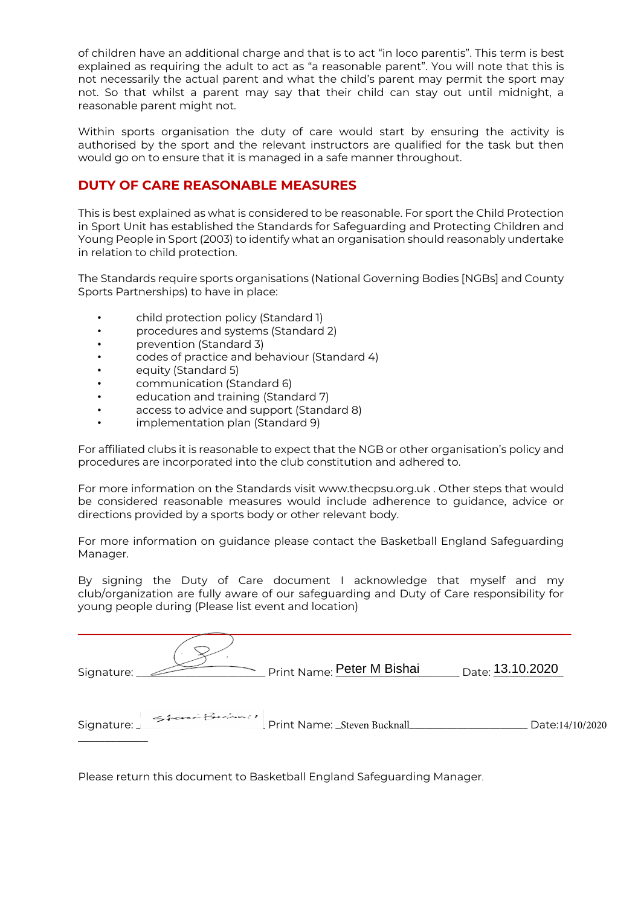of children have an additional charge and that is to act "in loco parentis". This term is best explained as requiring the adult to act as "a reasonable parent". You will note that this is not necessarily the actual parent and what the child's parent may permit the sport may not. So that whilst a parent may say that their child can stay out until midnight, a reasonable parent might not.

Within sports organisation the duty of care would start by ensuring the activity is authorised by the sport and the relevant instructors are qualified for the task but then would go on to ensure that it is managed in a safe manner throughout.

## DUTY OF CARE REASONABLE MEASURES

This is best explained as what is considered to be reasonable. For sport the Child Protection in Sport Unit has established the Standards for Safeguarding and Protecting Children and Young People in Sport (2003) to identify what an organisation should reasonably undertake in relation to child protection.

The Standards require sports organisations (National Governing Bodies [NGBs] and County Sports Partnerships) to have in place:

- child protection policy (Standard 1)
- procedures and systems (Standard 2)
- prevention (Standard 3)
- codes of practice and behaviour (Standard 4)
- equity (Standard 5)
- communication (Standard 6)
- education and training (Standard 7)
- access to advice and support (Standard 8)
- implementation plan (Standard 9)

For affiliated clubs it is reasonable to expect that the NGB or other organisation's policy and procedures are incorporated into the club constitution and adhered to.

For more information on the Standards visit www.thecpsu.org.uk . Other steps that would be considered reasonable measures would include adherence to guidance, advice or directions provided by a sports body or other relevant body.

For more information on guidance please contact the Basketball England Safeguarding Manager.

By signing the Duty of Care document I acknowledge that myself and my club/organization are fully aware of our safeguarding and Duty of Care responsibility for young people during (Please list event and location)

Signature: ______________ Print Name: Peter M Bishai Date: 13.10.2020

Signature: ______________ Print Name: Steven Bucknall Date: 14/10/2020

Please return this document to Basketball England Safeguarding Manager.